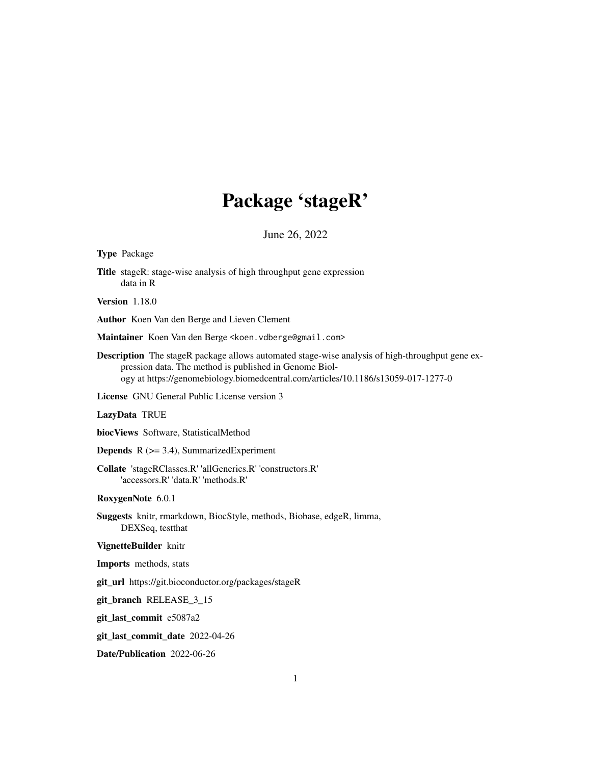# Package 'stageR'

June 26, 2022

**Type** Package

**Title** stageR: stage-wise analysis of high throughput gene expression data in R

**Version** 1.18.0

**Author** Koen Van den Berge and Lieven Clement

**Maintainer** Koen Van den Berge <koen.vdberge@gmail.com>

**Description** The stageR package allows automated stage-wise analysis of high-throughput gene expression data. The method is published in Genome Biology at https://genomebiology.biomedcentral.com/articles/10.1186/s13059-017-1277-0

**License** GNU General Public License version 3

**LazyData** TRUE

**biocViews** Software, StatisticalMethod

**Depends** R (>= 3.4), SummarizedExperiment

**Collate** 'stageRClasses.R' 'allGenerics.R' 'constructors.R' 'accessors.R' 'data.R' 'methods.R'

**RoxygenNote** 6.0.1

**Suggests** knitr, rmarkdown, BiocStyle, methods, Biobase, edgeR, limma, DEXSeq, testthat

**VignetteBuilder** knitr

**Imports** methods, stats

**git_url** https://git.bioconductor.org/packages/stageR

**git_branch** RELEASE_3_15

**git_last_commit** e5087a2

**git_last_commit_date** 2022-04-26

**Date/Publication** 2022-06-26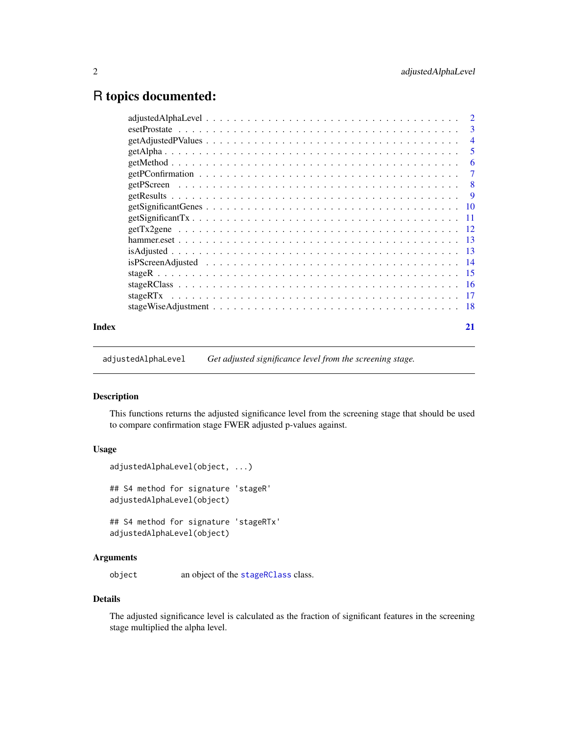# R topics documented:

| | |
|---|---|
| adjustedAlphaLevel | 2 |
| esetProstate | 3 |
| getAdjustedPValues | 4 |
| getAlpha | 5 |
| getMethod | 6 |
| getPConfirmation | 7 |
| getPScreen | 8 |
| getResults | 9 |
| getSignificantGenes | 10 |
| getSignificantTx | 11 |
| getTx2gene | 12 |
| hammer.eset | 13 |
| isAdjusted | 13 |
| isPScreenAdjusted | 14 |
| stageR | 15 |
| stageRClass | 16 |
| stageRTx | 17 |
| stageWiseAdjustment | 18 |

**Index** **21**

---

`adjustedAlphaLevel` *Get adjusted significance level from the screening stage.*

---

### Description

This functions returns the adjusted significance level from the screening stage that should be used to compare confirmation stage FWER adjusted p-values against.

### Usage

```
adjustedAlphaLevel(object, ...)

## S4 method for signature 'stageR'
adjustedAlphaLevel(object)

## S4 method for signature 'stageRTx'
adjustedAlphaLevel(object)
```

### Arguments

| | |
|---|---|
| `object` | an object of the `stageRClass` class. |

### Details

The adjusted significance level is calculated as the fraction of significant features in the screening stage multiplied the alpha level.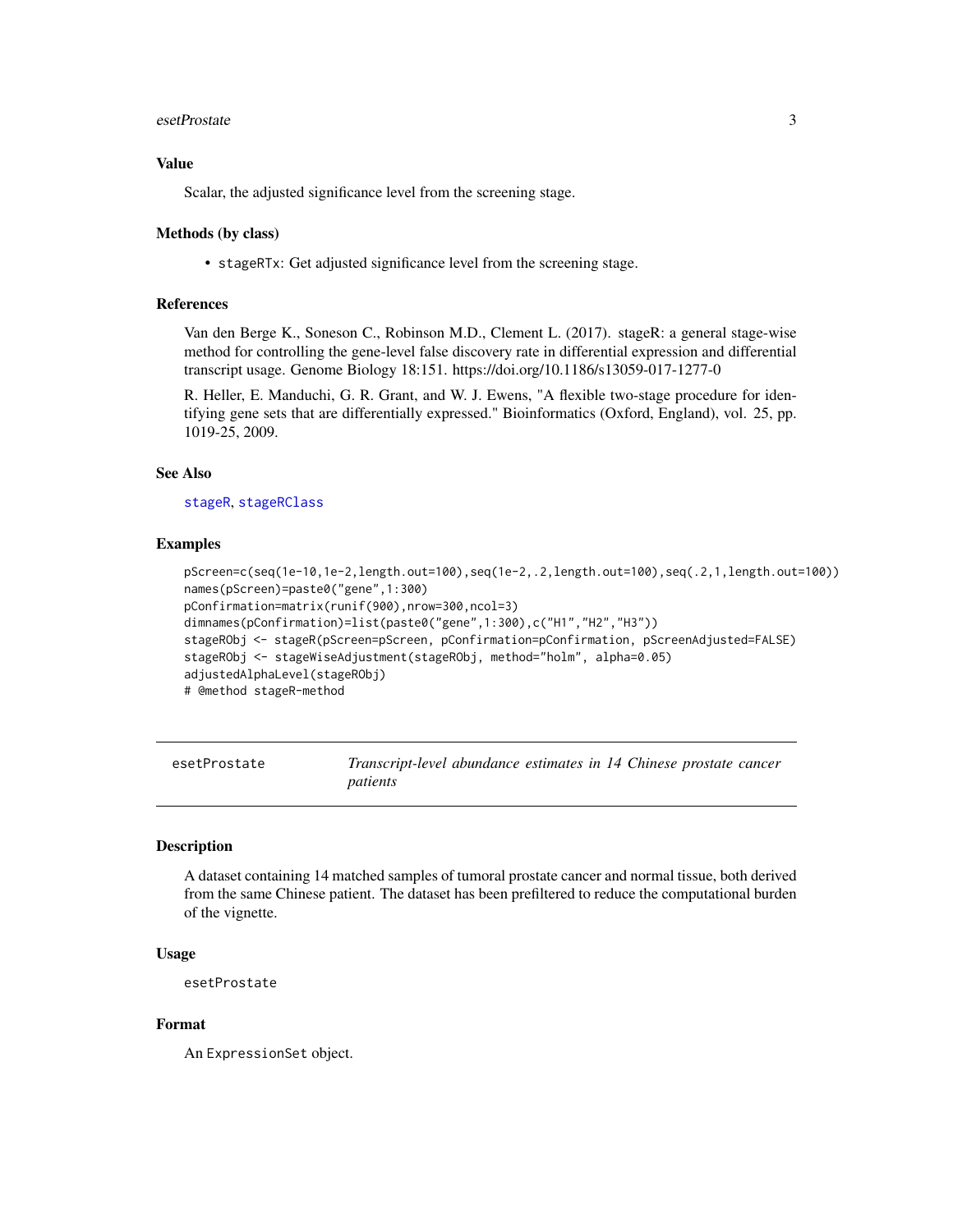## Value

Scalar, the adjusted significance level from the screening stage.

## Methods (by class)

- stageRTx: Get adjusted significance level from the screening stage.

## References

Van den Berge K., Soneson C., Robinson M.D., Clement L. (2017). stageR: a general stage-wise method for controlling the gene-level false discovery rate in differential expression and differential transcript usage. Genome Biology 18:151. https://doi.org/10.1186/s13059-017-1277-0

R. Heller, E. Manduchi, G. R. Grant, and W. J. Ewens, "A flexible two-stage procedure for identifying gene sets that are differentially expressed." Bioinformatics (Oxford, England), vol. 25, pp. 1019-25, 2009.

## See Also

stageR, stageRClass

## Examples

```
pScreen=c(seq(1e-10,1e-2,length.out=100),seq(1e-2,.2,length.out=100),seq(.2,1,length.out=100))
names(pScreen)=paste0("gene",1:300)
pConfirmation=matrix(runif(900),nrow=300,ncol=3)
dimnames(pConfirmation)=list(paste0("gene",1:300),c("H1","H2","H3"))
stageRObj <- stageR(pScreen=pScreen, pConfirmation=pConfirmation, pScreenAdjusted=FALSE)
stageRObj <- stageWiseAdjustment(stageRObj, method="holm", alpha=0.05)
adjustedAlphaLevel(stageRObj)
# @method stageR-method
```

---

# esetProstate *Transcript-level abundance estimates in 14 Chinese prostate cancer patients*

## Description

A dataset containing 14 matched samples of tumoral prostate cancer and normal tissue, both derived from the same Chinese patient. The dataset has been prefiltered to reduce the computational burden of the vignette.

## Usage

```
esetProstate
```

## Format

An ExpressionSet object.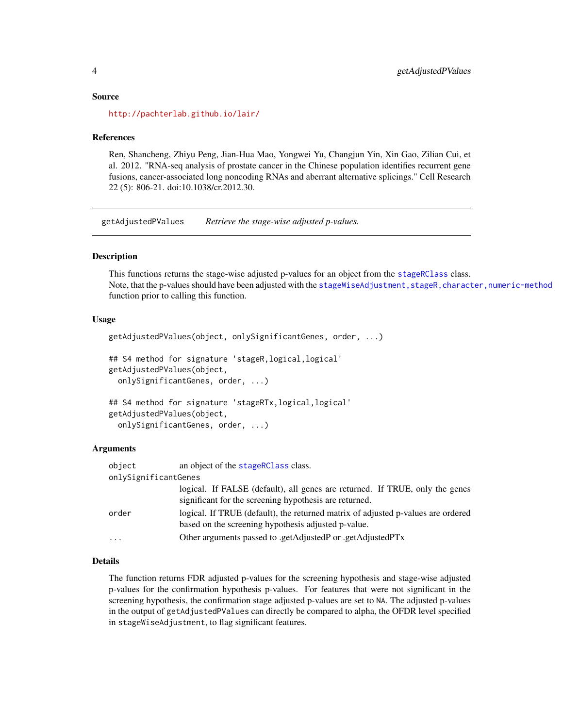### Source

http://pachterlab.github.io/lair/

### References

Ren, Shancheng, Zhiyu Peng, Jian-Hua Mao, Yongwei Yu, Changjun Yin, Xin Gao, Zilian Cui, et al. 2012. "RNA-seq analysis of prostate cancer in the Chinese population identifies recurrent gene fusions, cancer-associated long noncoding RNAs and aberrant alternative splicings." Cell Research 22 (5): 806-21. doi:10.1038/cr.2012.30.

---

## getAdjustedPValues — *Retrieve the stage-wise adjusted p-values.*

---

### Description

This functions returns the stage-wise adjusted p-values for an object from the stageRClass class. Note, that the p-values should have been adjusted with the stageWiseAdjustment,stageR,character,numeric-method function prior to calling this function.

### Usage

```
getAdjustedPValues(object, onlySignificantGenes, order, ...)

## S4 method for signature 'stageR,logical,logical'
getAdjustedPValues(object,
  onlySignificantGenes, order, ...)

## S4 method for signature 'stageRTx,logical,logical'
getAdjustedPValues(object,
  onlySignificantGenes, order, ...)
```

### Arguments

| | |
|---|---|
| `object` | an object of the stageRClass class. |
| `onlySignificantGenes` | logical. If FALSE (default), all genes are returned. If TRUE, only the genes significant for the screening hypothesis are returned. |
| `order` | logical. If TRUE (default), the returned matrix of adjusted p-values are ordered based on the screening hypothesis adjusted p-value. |
| `...` | Other arguments passed to .getAdjustedP or .getAdjustedPTx |

### Details

The function returns FDR adjusted p-values for the screening hypothesis and stage-wise adjusted p-values for the confirmation hypothesis p-values. For features that were not significant in the screening hypothesis, the confirmation stage adjusted p-values are set to `NA`. The adjusted p-values in the output of `getAdjustedPValues` can directly be compared to alpha, the OFDR level specified in `stageWiseAdjustment`, to flag significant features.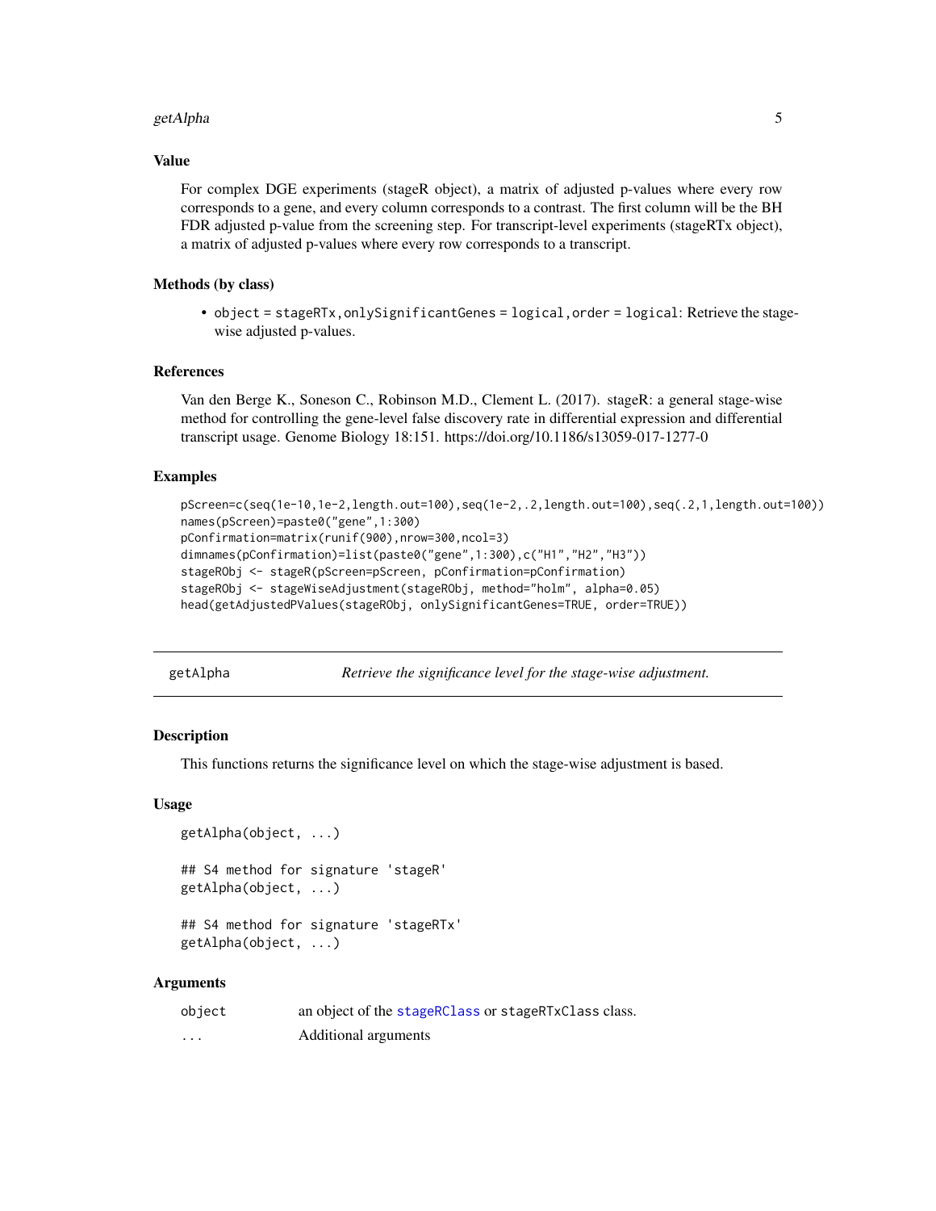### Value

For complex DGE experiments (stageR object), a matrix of adjusted p-values where every row corresponds to a gene, and every column corresponds to a contrast. The first column will be the BH FDR adjusted p-value from the screening step. For transcript-level experiments (stageRTx object), a matrix of adjusted p-values where every row corresponds to a transcript.

### Methods (by class)

- `object = stageRTx,onlySignificantGenes = logical,order = logical`: Retrieve the stage-wise adjusted p-values.

### References

Van den Berge K., Soneson C., Robinson M.D., Clement L. (2017). stageR: a general stage-wise method for controlling the gene-level false discovery rate in differential expression and differential transcript usage. Genome Biology 18:151. https://doi.org/10.1186/s13059-017-1277-0

### Examples

```
pScreen=c(seq(1e-10,1e-2,length.out=100),seq(1e-2,.2,length.out=100),seq(.2,1,length.out=100))
names(pScreen)=paste0("gene",1:300)
pConfirmation=matrix(runif(900),nrow=300,ncol=3)
dimnames(pConfirmation)=list(paste0("gene",1:300),c("H1","H2","H3"))
stageRObj <- stageR(pScreen=pScreen, pConfirmation=pConfirmation)
stageRObj <- stageWiseAdjustment(stageRObj, method="holm", alpha=0.05)
head(getAdjustedPValues(stageRObj, onlySignificantGenes=TRUE, order=TRUE))
```

---

## getAlpha — *Retrieve the significance level for the stage-wise adjustment.*

### Description

This functions returns the significance level on which the stage-wise adjustment is based.

### Usage

```
getAlpha(object, ...)

## S4 method for signature 'stageR'
getAlpha(object, ...)

## S4 method for signature 'stageRTx'
getAlpha(object, ...)
```

### Arguments

| | |
|---|---|
| `object` | an object of the `stageRClass` or `stageRTxClass` class. |
| `...` | Additional arguments |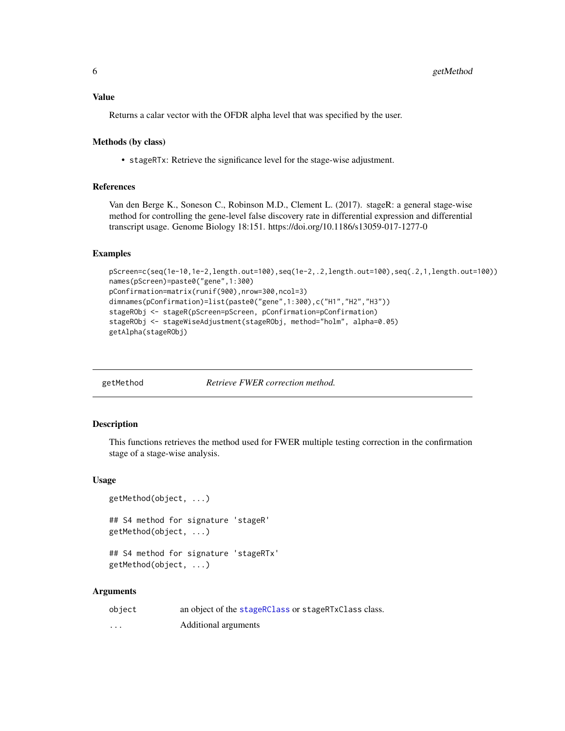## Value

Returns a calar vector with the OFDR alpha level that was specified by the user.

## Methods (by class)

- `stageRTx`: Retrieve the significance level for the stage-wise adjustment.

## References

Van den Berge K., Soneson C., Robinson M.D., Clement L. (2017). stageR: a general stage-wise method for controlling the gene-level false discovery rate in differential expression and differential transcript usage. Genome Biology 18:151. https://doi.org/10.1186/s13059-017-1277-0

## Examples

```
pScreen=c(seq(1e-10,1e-2,length.out=100),seq(1e-2,.2,length.out=100),seq(.2,1,length.out=100))
names(pScreen)=paste0("gene",1:300)
pConfirmation=matrix(runif(900),nrow=300,ncol=3)
dimnames(pConfirmation)=list(paste0("gene",1:300),c("H1","H2","H3"))
stageRObj <- stageR(pScreen=pScreen, pConfirmation=pConfirmation)
stageRObj <- stageWiseAdjustment(stageRObj, method="holm", alpha=0.05)
getAlpha(stageRObj)
```

---

# getMethod — *Retrieve FWER correction method.*

## Description

This functions retrieves the method used for FWER multiple testing correction in the confirmation stage of a stage-wise analysis.

## Usage

```
getMethod(object, ...)

## S4 method for signature 'stageR'
getMethod(object, ...)

## S4 method for signature 'stageRTx'
getMethod(object, ...)
```

## Arguments

| | |
|---|---|
| `object` | an object of the `stageRClass` or `stageRTxClass` class. |
| `...` | Additional arguments |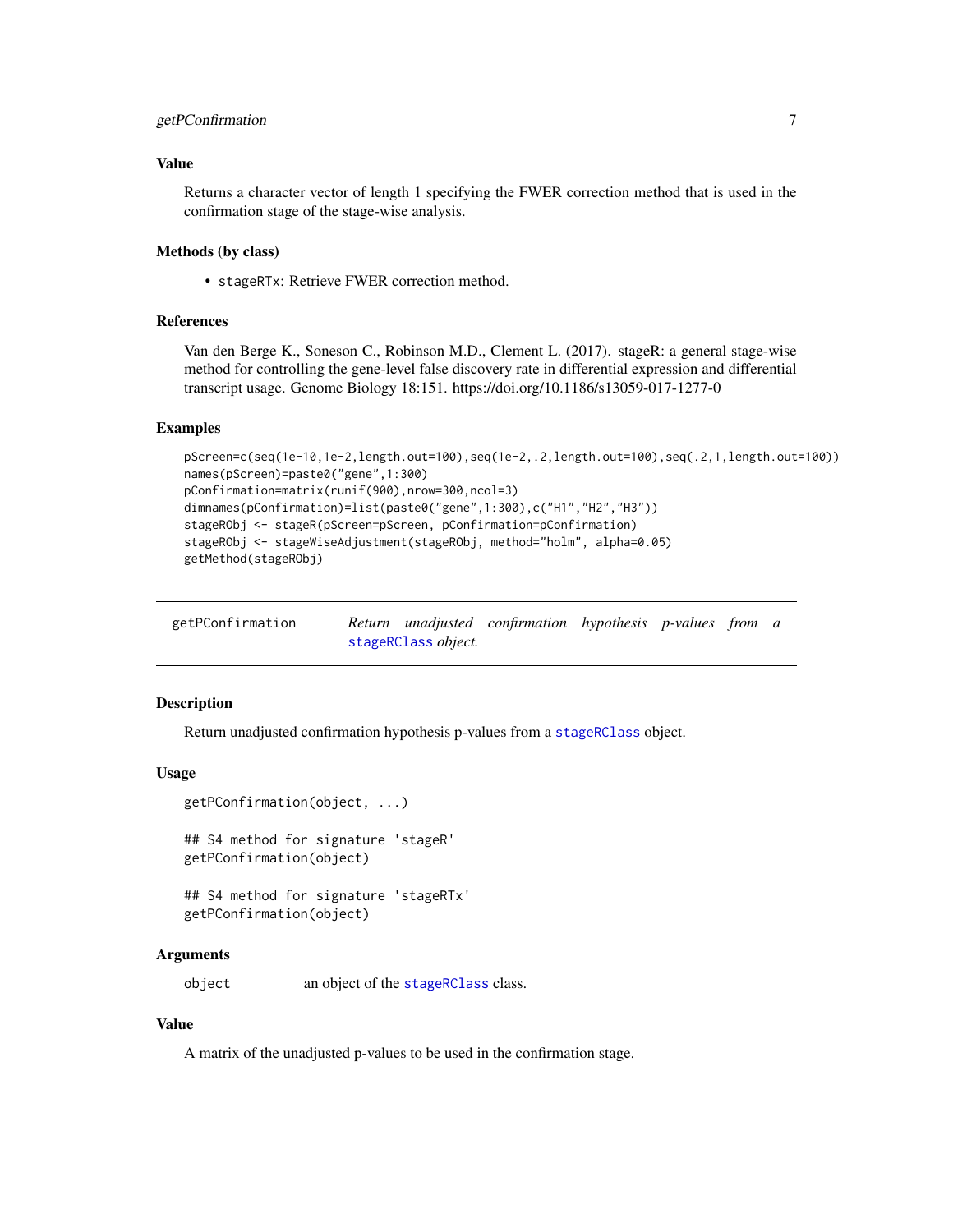### Value

Returns a character vector of length 1 specifying the FWER correction method that is used in the confirmation stage of the stage-wise analysis.

### Methods (by class)

- `stageRTx`: Retrieve FWER correction method.

### References

Van den Berge K., Soneson C., Robinson M.D., Clement L. (2017). stageR: a general stage-wise method for controlling the gene-level false discovery rate in differential expression and differential transcript usage. Genome Biology 18:151. https://doi.org/10.1186/s13059-017-1277-0

### Examples

```
pScreen=c(seq(1e-10,1e-2,length.out=100),seq(1e-2,.2,length.out=100),seq(.2,1,length.out=100))
names(pScreen)=paste0("gene",1:300)
pConfirmation=matrix(runif(900),nrow=300,ncol=3)
dimnames(pConfirmation)=list(paste0("gene",1:300),c("H1","H2","H3"))
stageRObj <- stageR(pScreen=pScreen, pConfirmation=pConfirmation)
stageRObj <- stageWiseAdjustment(stageRObj, method="holm", alpha=0.05)
getMethod(stageRObj)
```

---

## getPConfirmation — *Return unadjusted confirmation hypothesis p-values from a stageRClass object.*

### Description

Return unadjusted confirmation hypothesis p-values from a stageRClass object.

### Usage

```
getPConfirmation(object, ...)

## S4 method for signature 'stageR'
getPConfirmation(object)

## S4 method for signature 'stageRTx'
getPConfirmation(object)
```

### Arguments

| | |
|---|---|
| `object` | an object of the stageRClass class. |

### Value

A matrix of the unadjusted p-values to be used in the confirmation stage.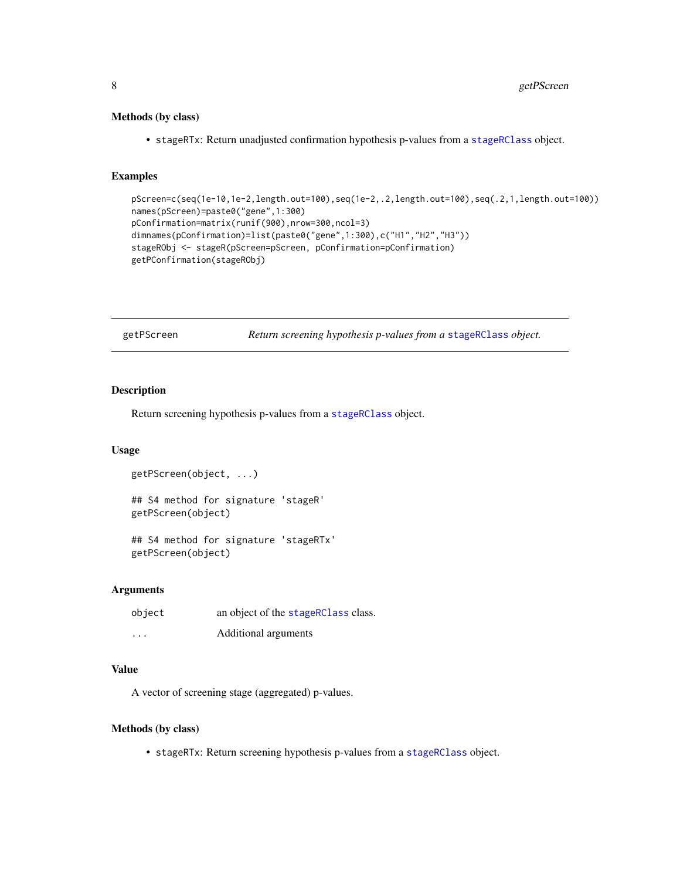### Methods (by class)

- `stageRTx`: Return unadjusted confirmation hypothesis p-values from a `stageRClass` object.

### Examples

```
pScreen=c(seq(1e-10,1e-2,length.out=100),seq(1e-2,.2,length.out=100),seq(.2,1,length.out=100))
names(pScreen)=paste0("gene",1:300)
pConfirmation=matrix(runif(900),nrow=300,ncol=3)
dimnames(pConfirmation)=list(paste0("gene",1:300),c("H1","H2","H3"))
stageRObj <- stageR(pScreen=pScreen, pConfirmation=pConfirmation)
getPConfirmation(stageRObj)
```

---

## getPScreen — *Return screening hypothesis p-values from a `stageRClass` object.*

---

### Description

Return screening hypothesis p-values from a `stageRClass` object.

### Usage

```
getPScreen(object, ...)

## S4 method for signature 'stageR'
getPScreen(object)

## S4 method for signature 'stageRTx'
getPScreen(object)
```

### Arguments

| | |
|---|---|
| `object` | an object of the `stageRClass` class. |
| `...` | Additional arguments |

### Value

A vector of screening stage (aggregated) p-values.

### Methods (by class)

- `stageRTx`: Return screening hypothesis p-values from a `stageRClass` object.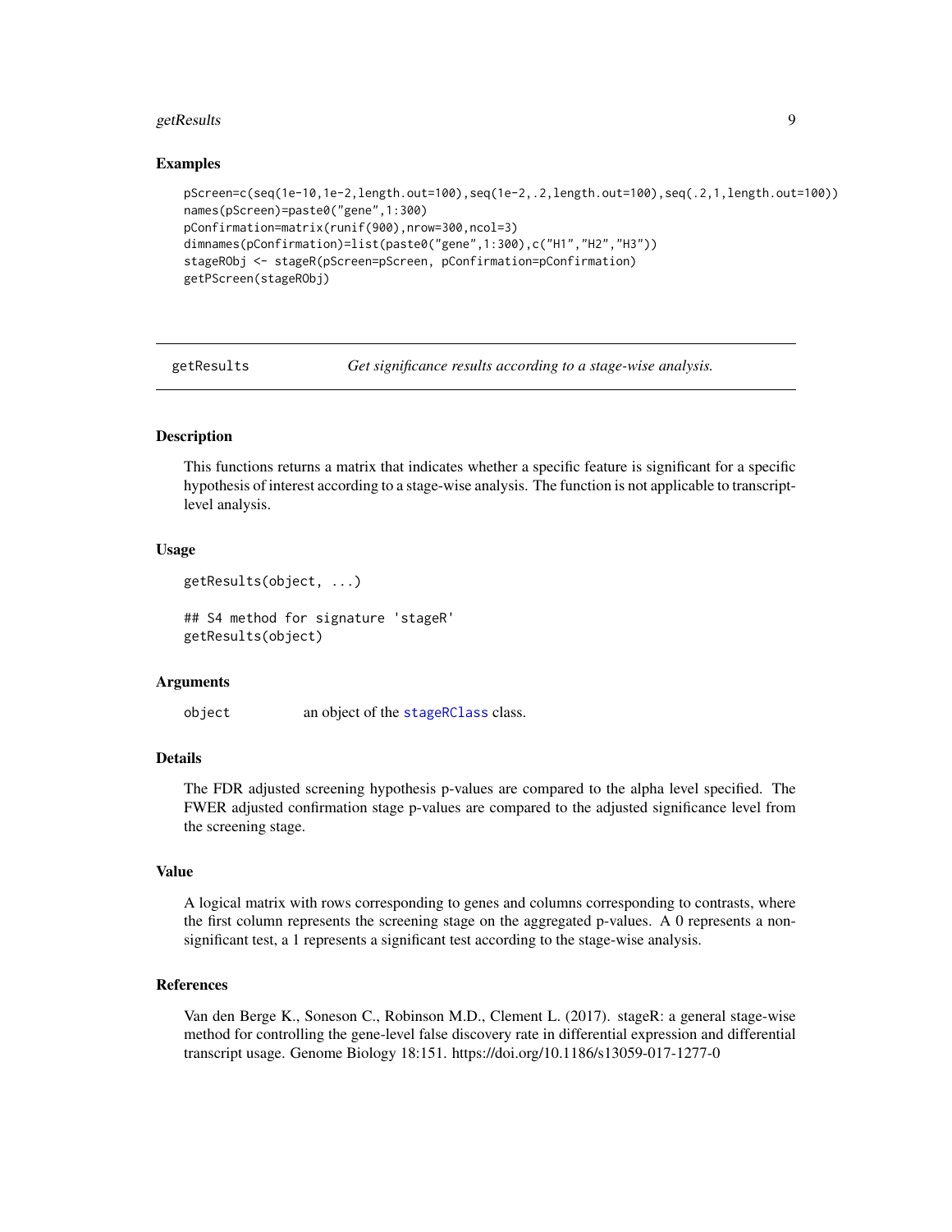### Examples

```
pScreen=c(seq(1e-10,1e-2,length.out=100),seq(1e-2,.2,length.out=100),seq(.2,1,length.out=100))
names(pScreen)=paste0("gene",1:300)
pConfirmation=matrix(runif(900),nrow=300,ncol=3)
dimnames(pConfirmation)=list(paste0("gene",1:300),c("H1","H2","H3"))
stageRObj <- stageR(pScreen=pScreen, pConfirmation=pConfirmation)
getPScreen(stageRObj)
```

---

## getResults — *Get significance results according to a stage-wise analysis.*

### Description

This functions returns a matrix that indicates whether a specific feature is significant for a specific hypothesis of interest according to a stage-wise analysis. The function is not applicable to transcript-level analysis.

### Usage

```
getResults(object, ...)

## S4 method for signature 'stageR'
getResults(object)
```

### Arguments

| | |
|---|---|
| `object` | an object of the `stageRClass` class. |

### Details

The FDR adjusted screening hypothesis p-values are compared to the alpha level specified. The FWER adjusted confirmation stage p-values are compared to the adjusted significance level from the screening stage.

### Value

A logical matrix with rows corresponding to genes and columns corresponding to contrasts, where the first column represents the screening stage on the aggregated p-values. A 0 represents a non-significant test, a 1 represents a significant test according to the stage-wise analysis.

### References

Van den Berge K., Soneson C., Robinson M.D., Clement L. (2017). stageR: a general stage-wise method for controlling the gene-level false discovery rate in differential expression and differential transcript usage. Genome Biology 18:151. https://doi.org/10.1186/s13059-017-1277-0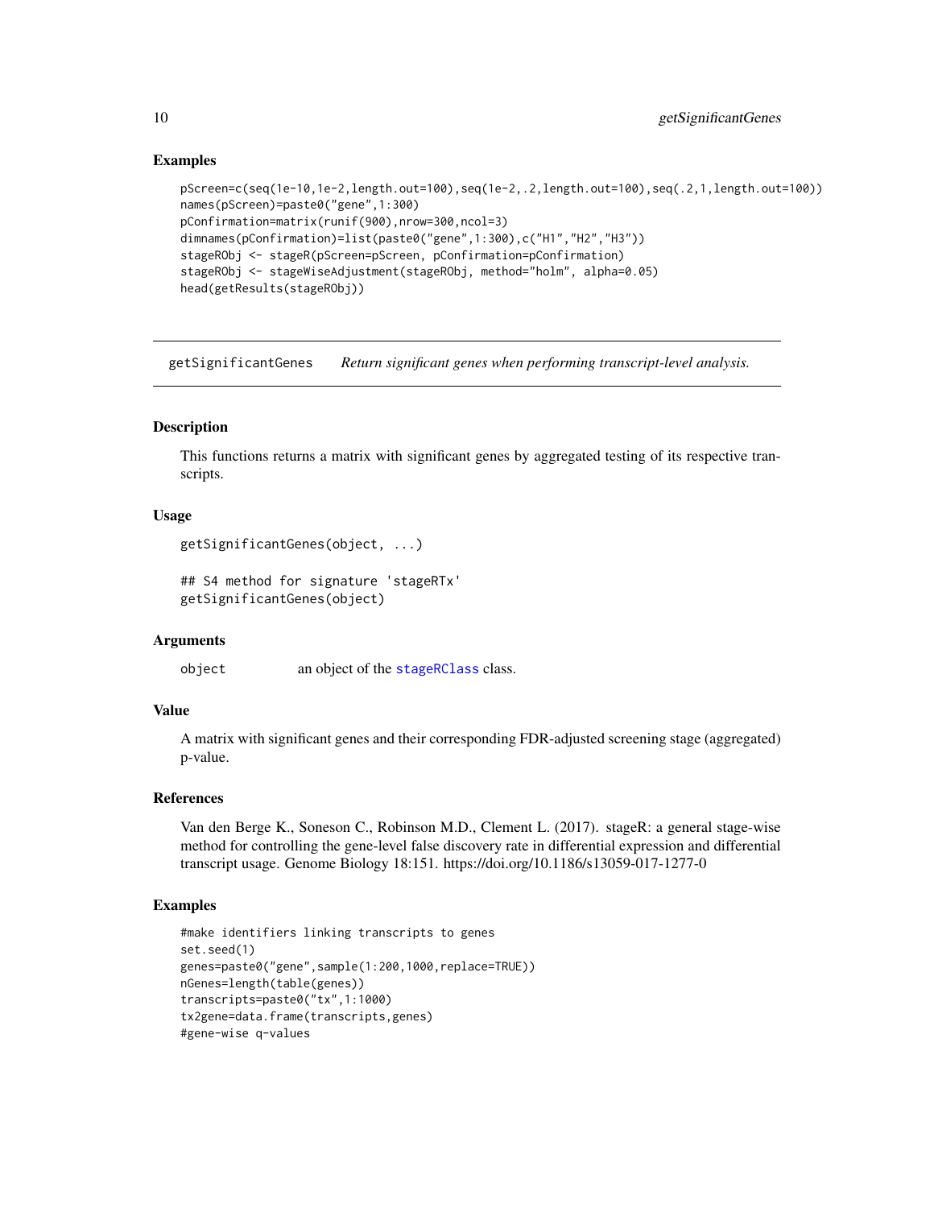## Examples

```
pScreen=c(seq(1e-10,1e-2,length.out=100),seq(1e-2,.2,length.out=100),seq(.2,1,length.out=100))
names(pScreen)=paste0("gene",1:300)
pConfirmation=matrix(runif(900),nrow=300,ncol=3)
dimnames(pConfirmation)=list(paste0("gene",1:300),c("H1","H2","H3"))
stageRObj <- stageR(pScreen=pScreen, pConfirmation=pConfirmation)
stageRObj <- stageWiseAdjustment(stageRObj, method="holm", alpha=0.05)
head(getResults(stageRObj))
```

---

# getSignificantGenes — *Return significant genes when performing transcript-level analysis.*

## Description

This functions returns a matrix with significant genes by aggregated testing of its respective transcripts.

## Usage

```
getSignificantGenes(object, ...)

## S4 method for signature 'stageRTx'
getSignificantGenes(object)
```

## Arguments

| | |
|---|---|
| object | an object of the stageRClass class. |

## Value

A matrix with significant genes and their corresponding FDR-adjusted screening stage (aggregated) p-value.

## References

Van den Berge K., Soneson C., Robinson M.D., Clement L. (2017). stageR: a general stage-wise method for controlling the gene-level false discovery rate in differential expression and differential transcript usage. Genome Biology 18:151. https://doi.org/10.1186/s13059-017-1277-0

## Examples

```
#make identifiers linking transcripts to genes
set.seed(1)
genes=paste0("gene",sample(1:200,1000,replace=TRUE))
nGenes=length(table(genes))
transcripts=paste0("tx",1:1000)
tx2gene=data.frame(transcripts,genes)
#gene-wise q-values
```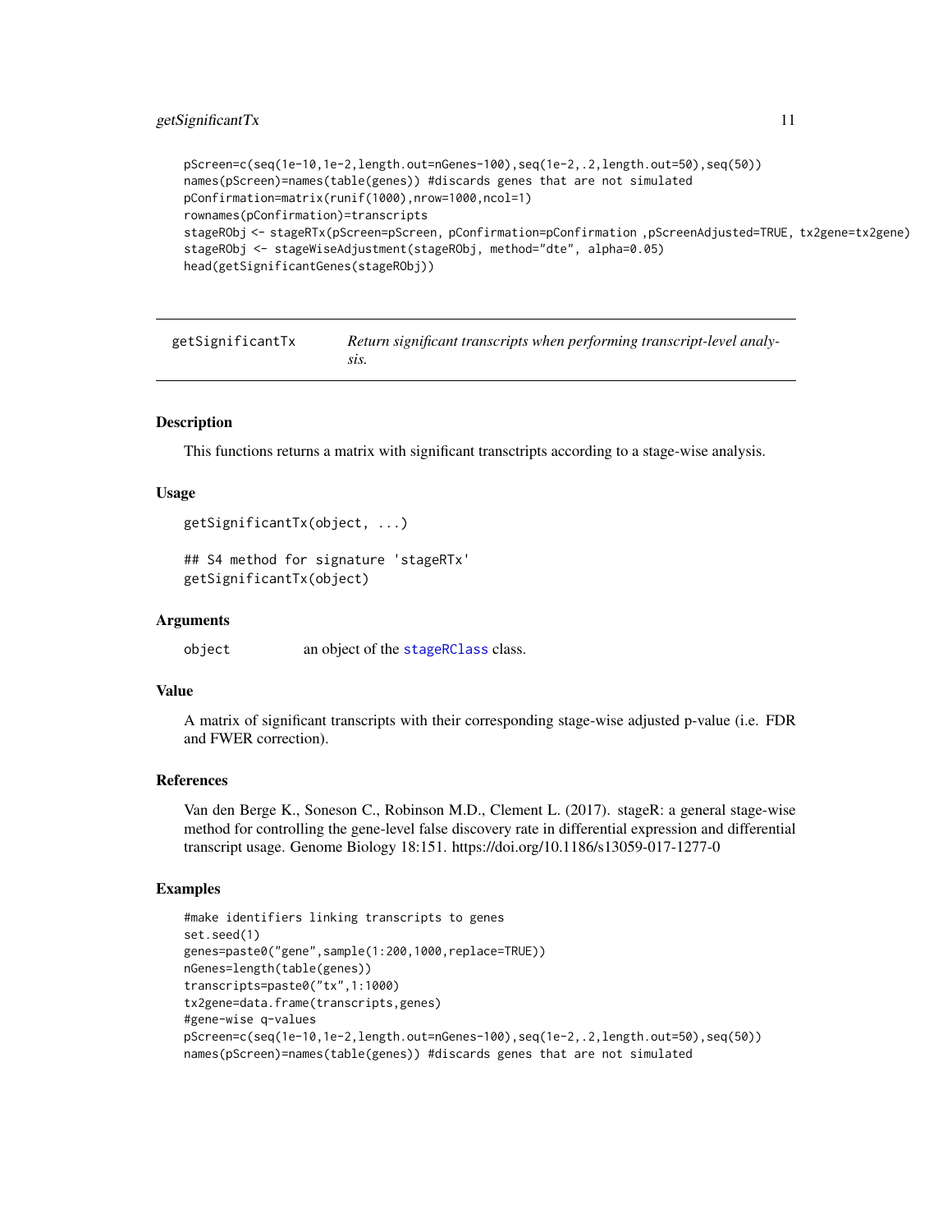```
pScreen=c(seq(1e-10,1e-2,length.out=nGenes-100),seq(1e-2,.2,length.out=50),seq(50))
names(pScreen)=names(table(genes)) #discards genes that are not simulated
pConfirmation=matrix(runif(1000),nrow=1000,ncol=1)
rownames(pConfirmation)=transcripts
stageRObj <- stageRTx(pScreen=pScreen, pConfirmation=pConfirmation ,pScreenAdjusted=TRUE, tx2gene=tx2gene)
stageRObj <- stageWiseAdjustment(stageRObj, method="dte", alpha=0.05)
head(getSignificantGenes(stageRObj))
```

---

`getSignificantTx` — *Return significant transcripts when performing transcript-level analysis.*

---

## Description

This functions returns a matrix with significant transctripts according to a stage-wise analysis.

## Usage

```
getSignificantTx(object, ...)

## S4 method for signature 'stageRTx'
getSignificantTx(object)
```

## Arguments

`object` an object of the `stageRClass` class.

## Value

A matrix of significant transcripts with their corresponding stage-wise adjusted p-value (i.e. FDR and FWER correction).

## References

Van den Berge K., Soneson C., Robinson M.D., Clement L. (2017). stageR: a general stage-wise method for controlling the gene-level false discovery rate in differential expression and differential transcript usage. Genome Biology 18:151. https://doi.org/10.1186/s13059-017-1277-0

## Examples

```
#make identifiers linking transcripts to genes
set.seed(1)
genes=paste0("gene",sample(1:200,1000,replace=TRUE))
nGenes=length(table(genes))
transcripts=paste0("tx",1:1000)
tx2gene=data.frame(transcripts,genes)
#gene-wise q-values
pScreen=c(seq(1e-10,1e-2,length.out=nGenes-100),seq(1e-2,.2,length.out=50),seq(50))
names(pScreen)=names(table(genes)) #discards genes that are not simulated
```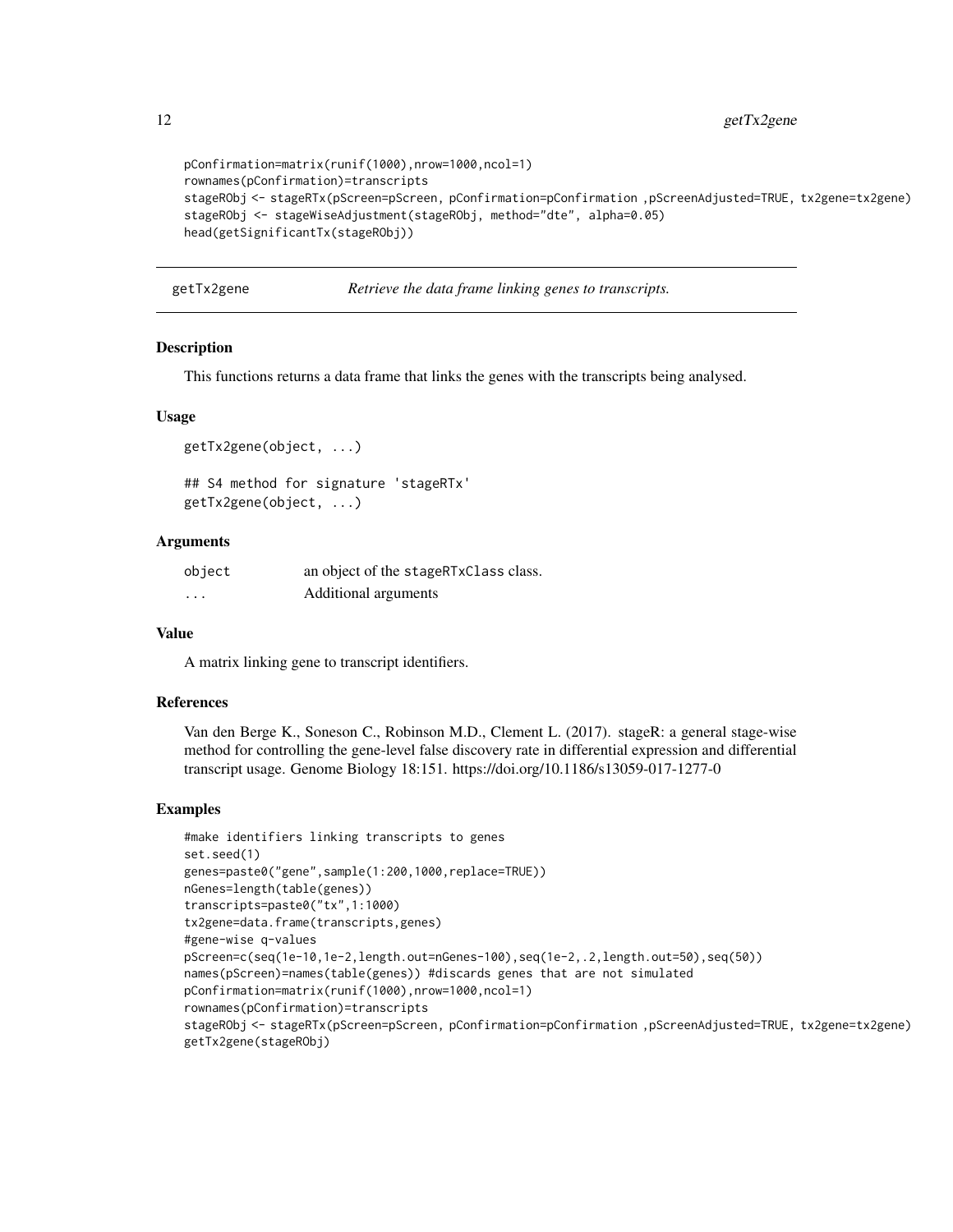```
pConfirmation=matrix(runif(1000),nrow=1000,ncol=1)
rownames(pConfirmation)=transcripts
stageRObj <- stageRTx(pScreen=pScreen, pConfirmation=pConfirmation ,pScreenAdjusted=TRUE, tx2gene=tx2gene)
stageRObj <- stageWiseAdjustment(stageRObj, method="dte", alpha=0.05)
head(getSignificantTx(stageRObj))
```

## getTx2gene — *Retrieve the data frame linking genes to transcripts.*

### Description

This functions returns a data frame that links the genes with the transcripts being analysed.

### Usage

```
getTx2gene(object, ...)

## S4 method for signature 'stageRTx'
getTx2gene(object, ...)
```

### Arguments

| | |
|---|---|
| object | an object of the stageRTxClass class. |
| ... | Additional arguments |

### Value

A matrix linking gene to transcript identifiers.

### References

Van den Berge K., Soneson C., Robinson M.D., Clement L. (2017). stageR: a general stage-wise method for controlling the gene-level false discovery rate in differential expression and differential transcript usage. Genome Biology 18:151. https://doi.org/10.1186/s13059-017-1277-0

### Examples

```
#make identifiers linking transcripts to genes
set.seed(1)
genes=paste0("gene",sample(1:200,1000,replace=TRUE))
nGenes=length(table(genes))
transcripts=paste0("tx",1:1000)
tx2gene=data.frame(transcripts,genes)
#gene-wise q-values
pScreen=c(seq(1e-10,1e-2,length.out=nGenes-100),seq(1e-2,.2,length.out=50),seq(50))
names(pScreen)=names(table(genes)) #discards genes that are not simulated
pConfirmation=matrix(runif(1000),nrow=1000,ncol=1)
rownames(pConfirmation)=transcripts
stageRObj <- stageRTx(pScreen=pScreen, pConfirmation=pConfirmation ,pScreenAdjusted=TRUE, tx2gene=tx2gene)
getTx2gene(stageRObj)
```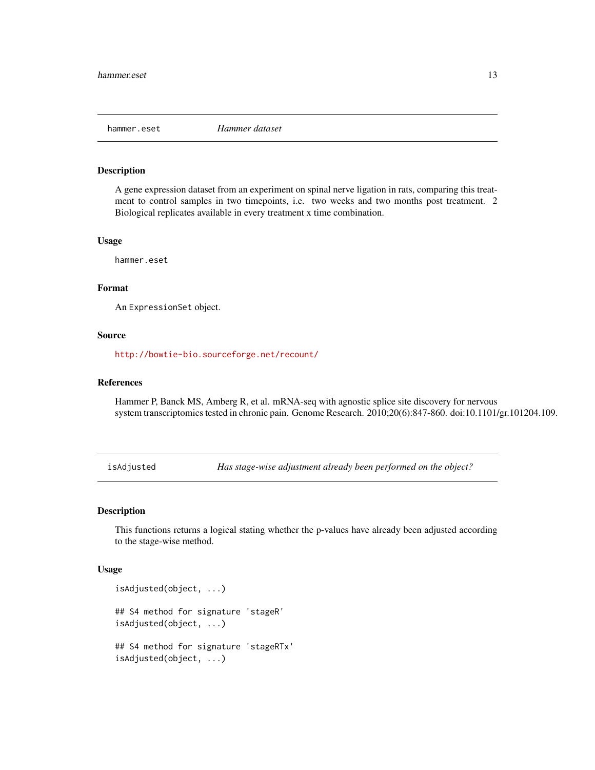## hammer.eset *Hammer dataset*

### Description

A gene expression dataset from an experiment on spinal nerve ligation in rats, comparing this treatment to control samples in two timepoints, i.e. two weeks and two months post treatment. 2 Biological replicates available in every treatment x time combination.

### Usage

```
hammer.eset
```

### Format

An `ExpressionSet` object.

### Source

http://bowtie-bio.sourceforge.net/recount/

### References

Hammer P, Banck MS, Amberg R, et al. mRNA-seq with agnostic splice site discovery for nervous system transcriptomics tested in chronic pain. Genome Research. 2010;20(6):847-860. doi:10.1101/gr.101204.109.

## isAdjusted *Has stage-wise adjustment already been performed on the object?*

### Description

This functions returns a logical stating whether the p-values have already been adjusted according to the stage-wise method.

### Usage

```
isAdjusted(object, ...)

## S4 method for signature 'stageR'
isAdjusted(object, ...)

## S4 method for signature 'stageRTx'
isAdjusted(object, ...)
```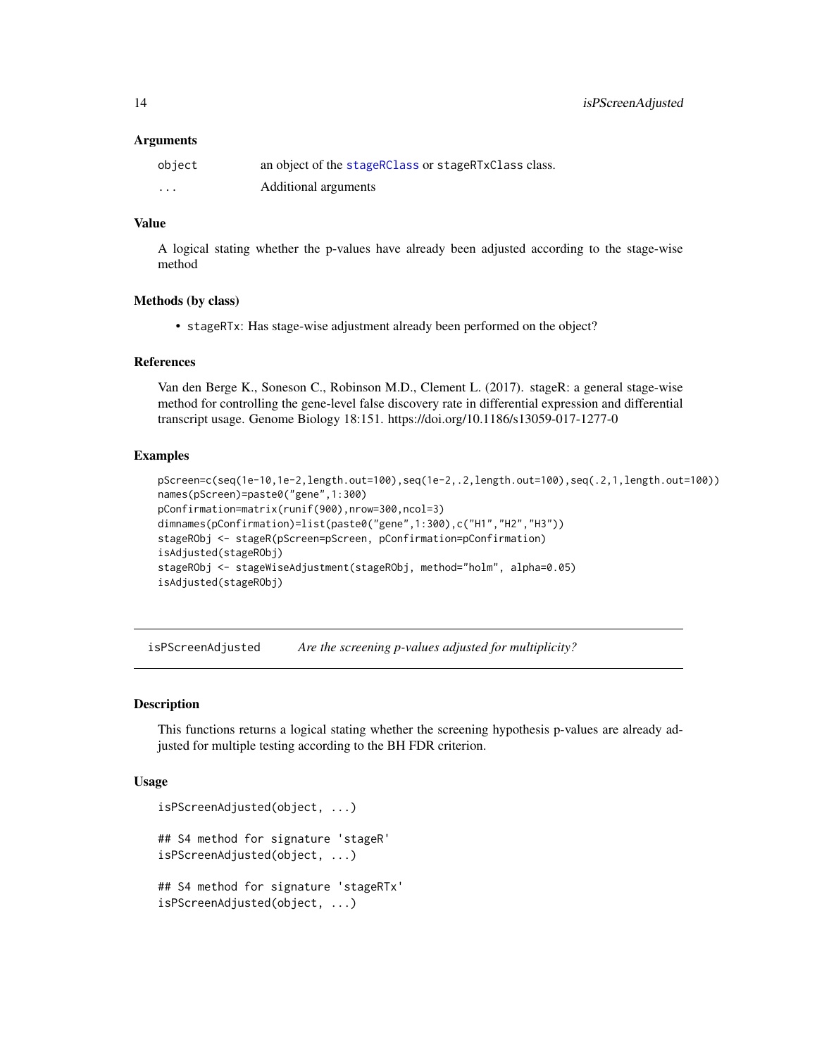### Arguments

| | |
|---|---|
| `object` | an object of the `stageRClass` or `stageRTxClass` class. |
| `...` | Additional arguments |

### Value

A logical stating whether the p-values have already been adjusted according to the stage-wise method

### Methods (by class)

- `stageRTx`: Has stage-wise adjustment already been performed on the object?

### References

Van den Berge K., Soneson C., Robinson M.D., Clement L. (2017). stageR: a general stage-wise method for controlling the gene-level false discovery rate in differential expression and differential transcript usage. Genome Biology 18:151. https://doi.org/10.1186/s13059-017-1277-0

### Examples

```
pScreen=c(seq(1e-10,1e-2,length.out=100),seq(1e-2,.2,length.out=100),seq(.2,1,length.out=100))
names(pScreen)=paste0("gene",1:300)
pConfirmation=matrix(runif(900),nrow=300,ncol=3)
dimnames(pConfirmation)=list(paste0("gene",1:300),c("H1","H2","H3"))
stageRObj <- stageR(pScreen=pScreen, pConfirmation=pConfirmation)
isAdjusted(stageRObj)
stageRObj <- stageWiseAdjustment(stageRObj, method="holm", alpha=0.05)
isAdjusted(stageRObj)
```

---

## isPScreenAdjusted    *Are the screening p-values adjusted for multiplicity?*

---

### Description

This functions returns a logical stating whether the screening hypothesis p-values are already adjusted for multiple testing according to the BH FDR criterion.

### Usage

```
isPScreenAdjusted(object, ...)

## S4 method for signature 'stageR'
isPScreenAdjusted(object, ...)

## S4 method for signature 'stageRTx'
isPScreenAdjusted(object, ...)
```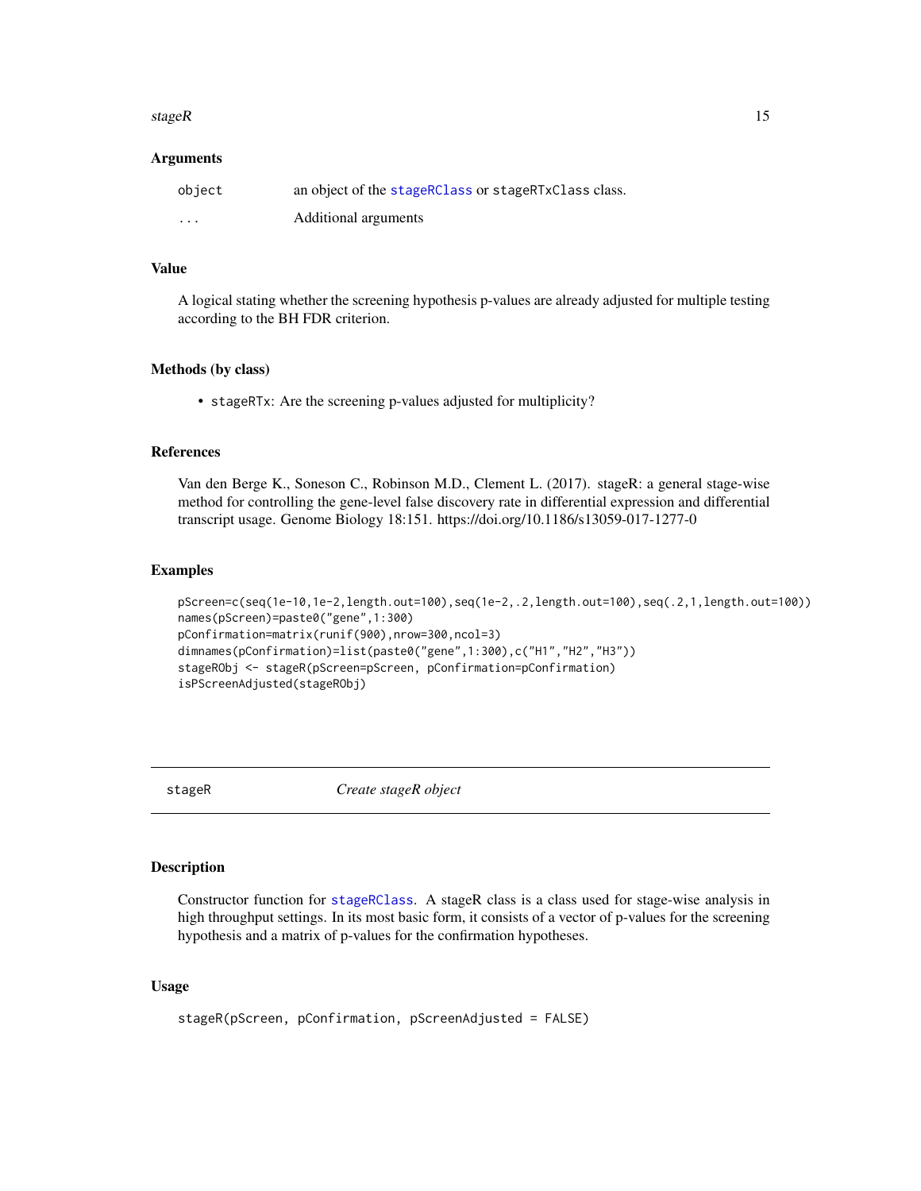### Arguments

| | |
|---|---|
| object | an object of the stageRClass or stageRTxClass class. |
| ... | Additional arguments |

### Value

A logical stating whether the screening hypothesis p-values are already adjusted for multiple testing according to the BH FDR criterion.

### Methods (by class)

- stageRTx: Are the screening p-values adjusted for multiplicity?

### References

Van den Berge K., Soneson C., Robinson M.D., Clement L. (2017). stageR: a general stage-wise method for controlling the gene-level false discovery rate in differential expression and differential transcript usage. Genome Biology 18:151. https://doi.org/10.1186/s13059-017-1277-0

### Examples

```
pScreen=c(seq(1e-10,1e-2,length.out=100),seq(1e-2,.2,length.out=100),seq(.2,1,length.out=100))
names(pScreen)=paste0("gene",1:300)
pConfirmation=matrix(runif(900),nrow=300,ncol=3)
dimnames(pConfirmation)=list(paste0("gene",1:300),c("H1","H2","H3"))
stageRObj <- stageR(pScreen=pScreen, pConfirmation=pConfirmation)
isPScreenAdjusted(stageRObj)
```

---

## stageR *Create stageR object*

---

### Description

Constructor function for stageRClass. A stageR class is a class used for stage-wise analysis in high throughput settings. In its most basic form, it consists of a vector of p-values for the screening hypothesis and a matrix of p-values for the confirmation hypotheses.

### Usage

```
stageR(pScreen, pConfirmation, pScreenAdjusted = FALSE)
```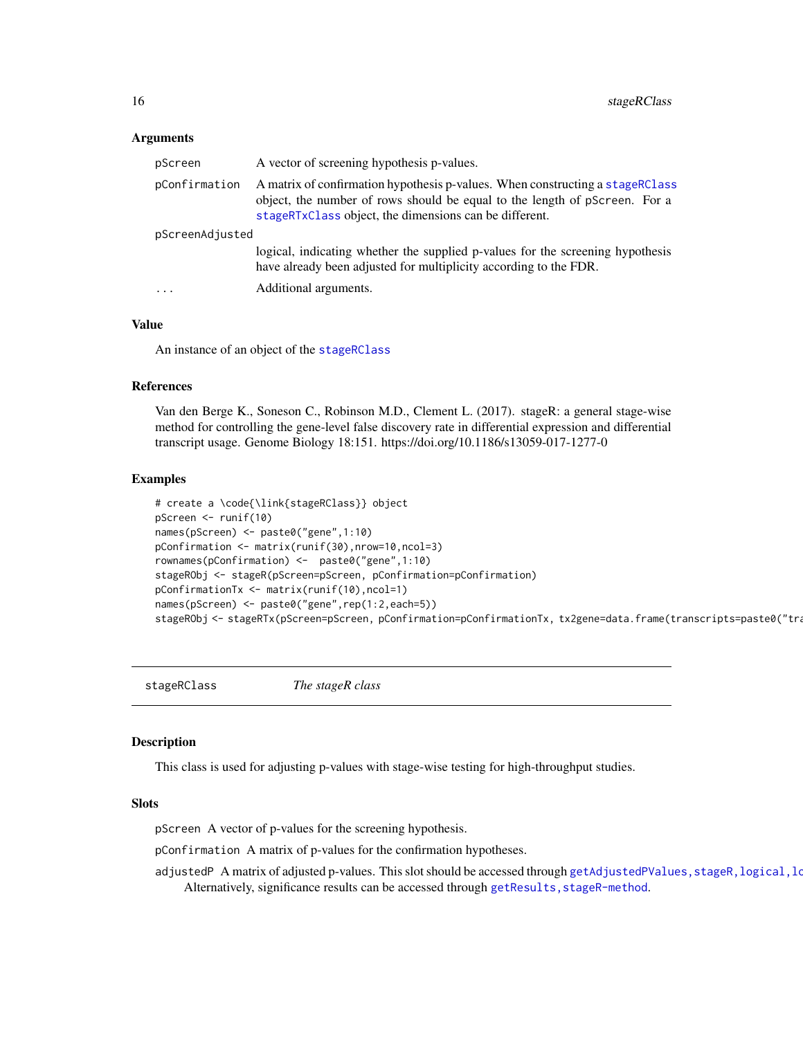### Arguments

- **pScreen**: A vector of screening hypothesis p-values.
- **pConfirmation**: A matrix of confirmation hypothesis p-values. When constructing a stageRClass object, the number of rows should be equal to the length of pScreen. For a stageRTxClass object, the dimensions can be different.
- **pScreenAdjusted**: logical, indicating whether the supplied p-values for the screening hypothesis have already been adjusted for multiplicity according to the FDR.
- **...**: Additional arguments.

### Value

An instance of an object of the stageRClass

### References

Van den Berge K., Soneson C., Robinson M.D., Clement L. (2017). stageR: a general stage-wise method for controlling the gene-level false discovery rate in differential expression and differential transcript usage. Genome Biology 18:151. https://doi.org/10.1186/s13059-017-1277-0

### Examples

```
# create a \code{\link{stageRClass}} object
pScreen <- runif(10)
names(pScreen) <- paste0("gene",1:10)
pConfirmation <- matrix(runif(30),nrow=10,ncol=3)
rownames(pConfirmation) <-  paste0("gene",1:10)
stageRObj <- stageR(pScreen=pScreen, pConfirmation=pConfirmation)
pConfirmationTx <- matrix(runif(10),ncol=1)
names(pScreen) <- paste0("gene",rep(1:2,each=5))
stageRObj <- stageRTx(pScreen=pScreen, pConfirmation=pConfirmationTx, tx2gene=data.frame(transcripts=paste0("tra
```

---

## stageRClass — *The stageR class*

### Description

This class is used for adjusting p-values with stage-wise testing for high-throughput studies.

### Slots

- **pScreen** A vector of p-values for the screening hypothesis.
- **pConfirmation** A matrix of p-values for the confirmation hypotheses.
- **adjustedP** A matrix of adjusted p-values. This slot should be accessed through getAdjustedPValues,stageR,logical,lo
  Alternatively, significance results can be accessed through getResults,stageR-method.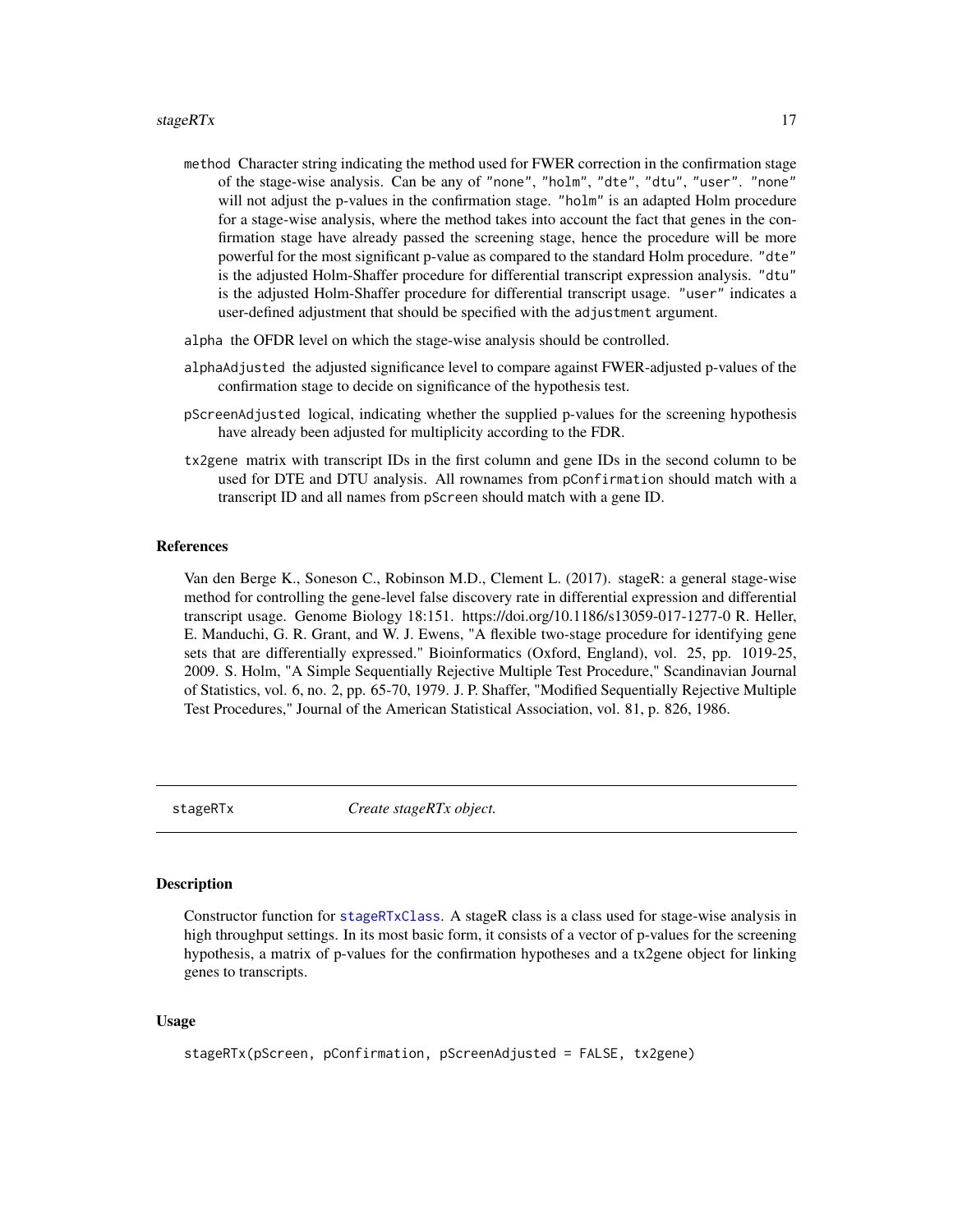- `method` Character string indicating the method used for FWER correction in the confirmation stage of the stage-wise analysis. Can be any of "none", "holm", "dte", "dtu", "user". "none" will not adjust the p-values in the confirmation stage. "holm" is an adapted Holm procedure for a stage-wise analysis, where the method takes into account the fact that genes in the confirmation stage have already passed the screening stage, hence the procedure will be more powerful for the most significant p-value as compared to the standard Holm procedure. "dte" is the adjusted Holm-Shaffer procedure for differential transcript expression analysis. "dtu" is the adjusted Holm-Shaffer procedure for differential transcript usage. "user" indicates a user-defined adjustment that should be specified with the `adjustment` argument.
- `alpha` the OFDR level on which the stage-wise analysis should be controlled.
- `alphaAdjusted` the adjusted significance level to compare against FWER-adjusted p-values of the confirmation stage to decide on significance of the hypothesis test.
- `pScreenAdjusted` logical, indicating whether the supplied p-values for the screening hypothesis have already been adjusted for multiplicity according to the FDR.
- `tx2gene` matrix with transcript IDs in the first column and gene IDs in the second column to be used for DTE and DTU analysis. All rownames from `pConfirmation` should match with a transcript ID and all names from `pScreen` should match with a gene ID.

### References

Van den Berge K., Soneson C., Robinson M.D., Clement L. (2017). stageR: a general stage-wise method for controlling the gene-level false discovery rate in differential expression and differential transcript usage. Genome Biology 18:151. https://doi.org/10.1186/s13059-017-1277-0 R. Heller, E. Manduchi, G. R. Grant, and W. J. Ewens, "A flexible two-stage procedure for identifying gene sets that are differentially expressed." Bioinformatics (Oxford, England), vol. 25, pp. 1019-25, 2009. S. Holm, "A Simple Sequentially Rejective Multiple Test Procedure," Scandinavian Journal of Statistics, vol. 6, no. 2, pp. 65-70, 1979. J. P. Shaffer, "Modified Sequentially Rejective Multiple Test Procedures," Journal of the American Statistical Association, vol. 81, p. 826, 1986.

---

## stageRTx — *Create stageRTx object.*

### Description

Constructor function for `stageRTxClass`. A stageR class is a class used for stage-wise analysis in high throughput settings. In its most basic form, it consists of a vector of p-values for the screening hypothesis, a matrix of p-values for the confirmation hypotheses and a tx2gene object for linking genes to transcripts.

### Usage

```
stageRTx(pScreen, pConfirmation, pScreenAdjusted = FALSE, tx2gene)
```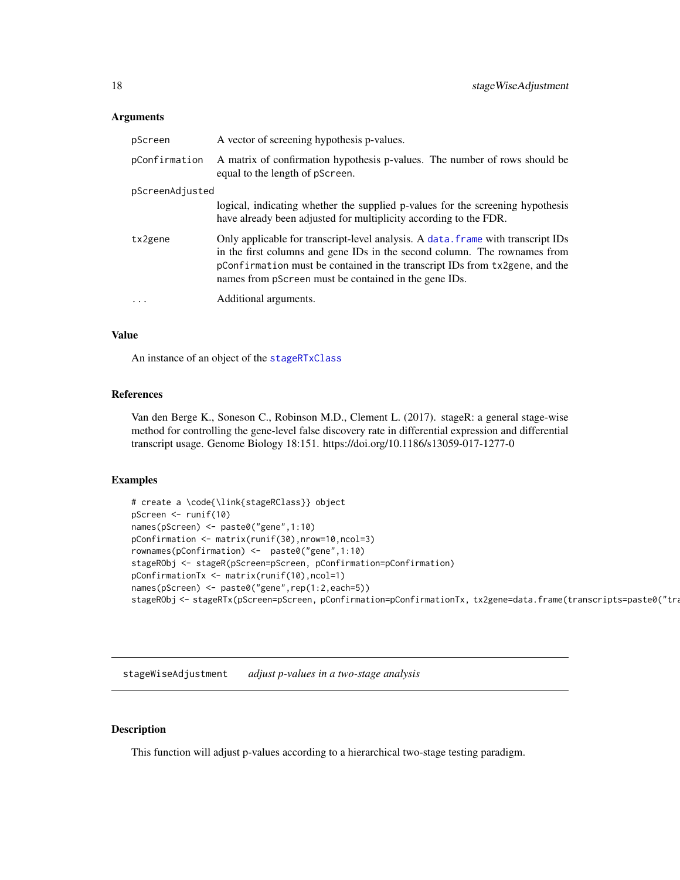### Arguments

| | |
|---|---|
| pScreen | A vector of screening hypothesis p-values. |
| pConfirmation | A matrix of confirmation hypothesis p-values. The number of rows should be equal to the length of pScreen. |
| pScreenAdjusted | logical, indicating whether the supplied p-values for the screening hypothesis have already been adjusted for multiplicity according to the FDR. |
| tx2gene | Only applicable for transcript-level analysis. A data.frame with transcript IDs in the first columns and gene IDs in the second column. The rownames from pConfirmation must be contained in the transcript IDs from tx2gene, and the names from pScreen must be contained in the gene IDs. |
| ... | Additional arguments. |

### Value

An instance of an object of the stageRTxClass

### References

Van den Berge K., Soneson C., Robinson M.D., Clement L. (2017). stageR: a general stage-wise method for controlling the gene-level false discovery rate in differential expression and differential transcript usage. Genome Biology 18:151. https://doi.org/10.1186/s13059-017-1277-0

### Examples

```
# create a \code{\link{stageRClass}} object
pScreen <- runif(10)
names(pScreen) <- paste0("gene",1:10)
pConfirmation <- matrix(runif(30),nrow=10,ncol=3)
rownames(pConfirmation) <-  paste0("gene",1:10)
stageRObj <- stageR(pScreen=pScreen, pConfirmation=pConfirmation)
pConfirmationTx <- matrix(runif(10),ncol=1)
names(pScreen) <- paste0("gene",rep(1:2,each=5))
stageRObj <- stageRTx(pScreen=pScreen, pConfirmation=pConfirmationTx, tx2gene=data.frame(transcripts=paste0("tra
```

---

## stageWiseAdjustment *adjust p-values in a two-stage analysis*

### Description

This function will adjust p-values according to a hierarchical two-stage testing paradigm.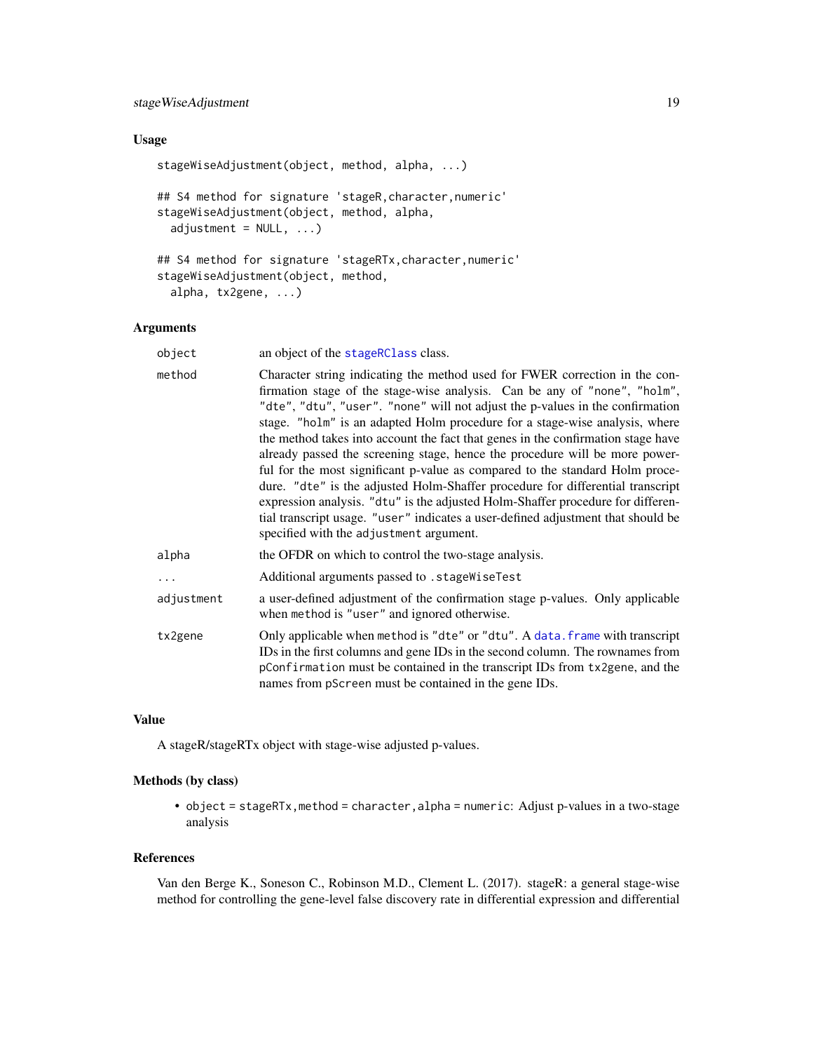## Usage

```
stageWiseAdjustment(object, method, alpha, ...)

## S4 method for signature 'stageR,character,numeric'
stageWiseAdjustment(object, method, alpha,
  adjustment = NULL, ...)

## S4 method for signature 'stageRTx,character,numeric'
stageWiseAdjustment(object, method,
  alpha, tx2gene, ...)
```

## Arguments

| | |
|---|---|
| `object` | an object of the `stageRClass` class. |
| `method` | Character string indicating the method used for FWER correction in the confirmation stage of the stage-wise analysis. Can be any of `"none"`, `"holm"`, `"dte"`, `"dtu"`, `"user"`. `"none"` will not adjust the p-values in the confirmation stage. `"holm"` is an adapted Holm procedure for a stage-wise analysis, where the method takes into account the fact that genes in the confirmation stage have already passed the screening stage, hence the procedure will be more powerful for the most significant p-value as compared to the standard Holm procedure. `"dte"` is the adjusted Holm-Shaffer procedure for differential transcript expression analysis. `"dtu"` is the adjusted Holm-Shaffer procedure for differential transcript usage. `"user"` indicates a user-defined adjustment that should be specified with the `adjustment` argument. |
| `alpha` | the OFDR on which to control the two-stage analysis. |
| `...` | Additional arguments passed to `.stageWiseTest` |
| `adjustment` | a user-defined adjustment of the confirmation stage p-values. Only applicable when `method` is `"user"` and ignored otherwise. |
| `tx2gene` | Only applicable when `method` is `"dte"` or `"dtu"`. A `data.frame` with transcript IDs in the first columns and gene IDs in the second column. The rownames from `pConfirmation` must be contained in the transcript IDs from `tx2gene`, and the names from `pScreen` must be contained in the gene IDs. |

## Value

A stageR/stageRTx object with stage-wise adjusted p-values.

## Methods (by class)

- `object = stageRTx,method = character,alpha = numeric`: Adjust p-values in a two-stage analysis

## References

Van den Berge K., Soneson C., Robinson M.D., Clement L. (2017). stageR: a general stage-wise method for controlling the gene-level false discovery rate in differential expression and differential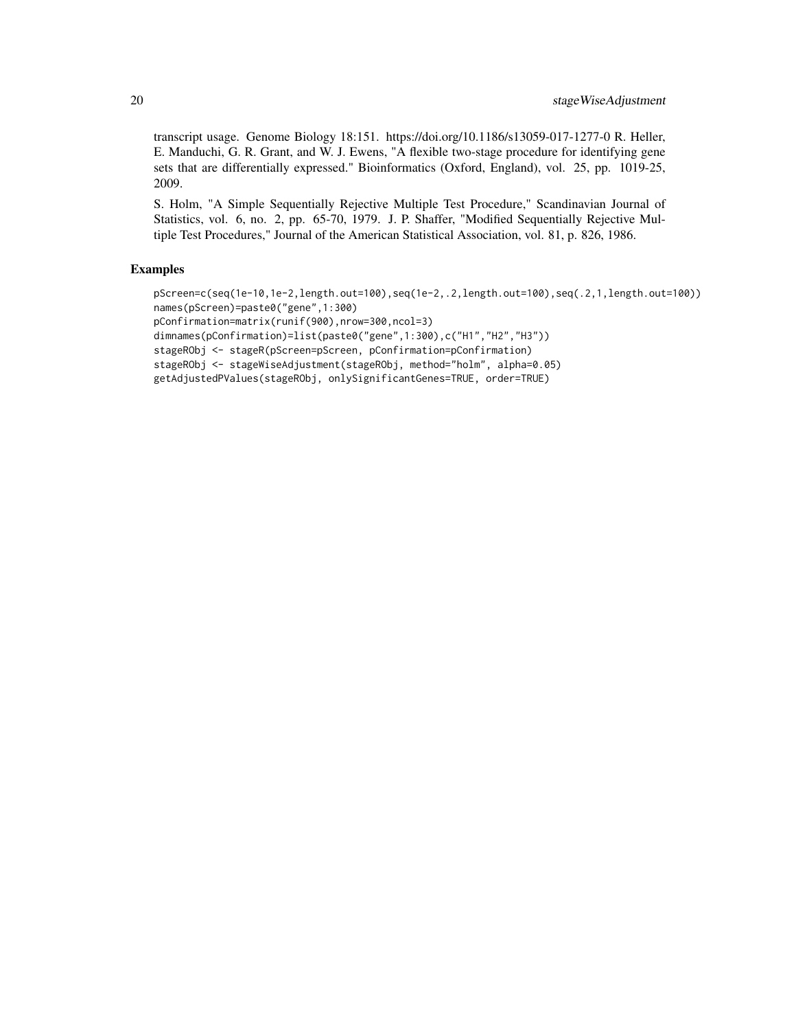transcript usage. Genome Biology 18:151. https://doi.org/10.1186/s13059-017-1277-0 R. Heller, E. Manduchi, G. R. Grant, and W. J. Ewens, "A flexible two-stage procedure for identifying gene sets that are differentially expressed." Bioinformatics (Oxford, England), vol. 25, pp. 1019-25, 2009.

S. Holm, "A Simple Sequentially Rejective Multiple Test Procedure," Scandinavian Journal of Statistics, vol. 6, no. 2, pp. 65-70, 1979. J. P. Shaffer, "Modified Sequentially Rejective Multiple Test Procedures," Journal of the American Statistical Association, vol. 81, p. 826, 1986.

## Examples

```
pScreen=c(seq(1e-10,1e-2,length.out=100),seq(1e-2,.2,length.out=100),seq(.2,1,length.out=100))
names(pScreen)=paste0("gene",1:300)
pConfirmation=matrix(runif(900),nrow=300,ncol=3)
dimnames(pConfirmation)=list(paste0("gene",1:300),c("H1","H2","H3"))
stageRObj <- stageR(pScreen=pScreen, pConfirmation=pConfirmation)
stageRObj <- stageWiseAdjustment(stageRObj, method="holm", alpha=0.05)
getAdjustedPValues(stageRObj, onlySignificantGenes=TRUE, order=TRUE)
```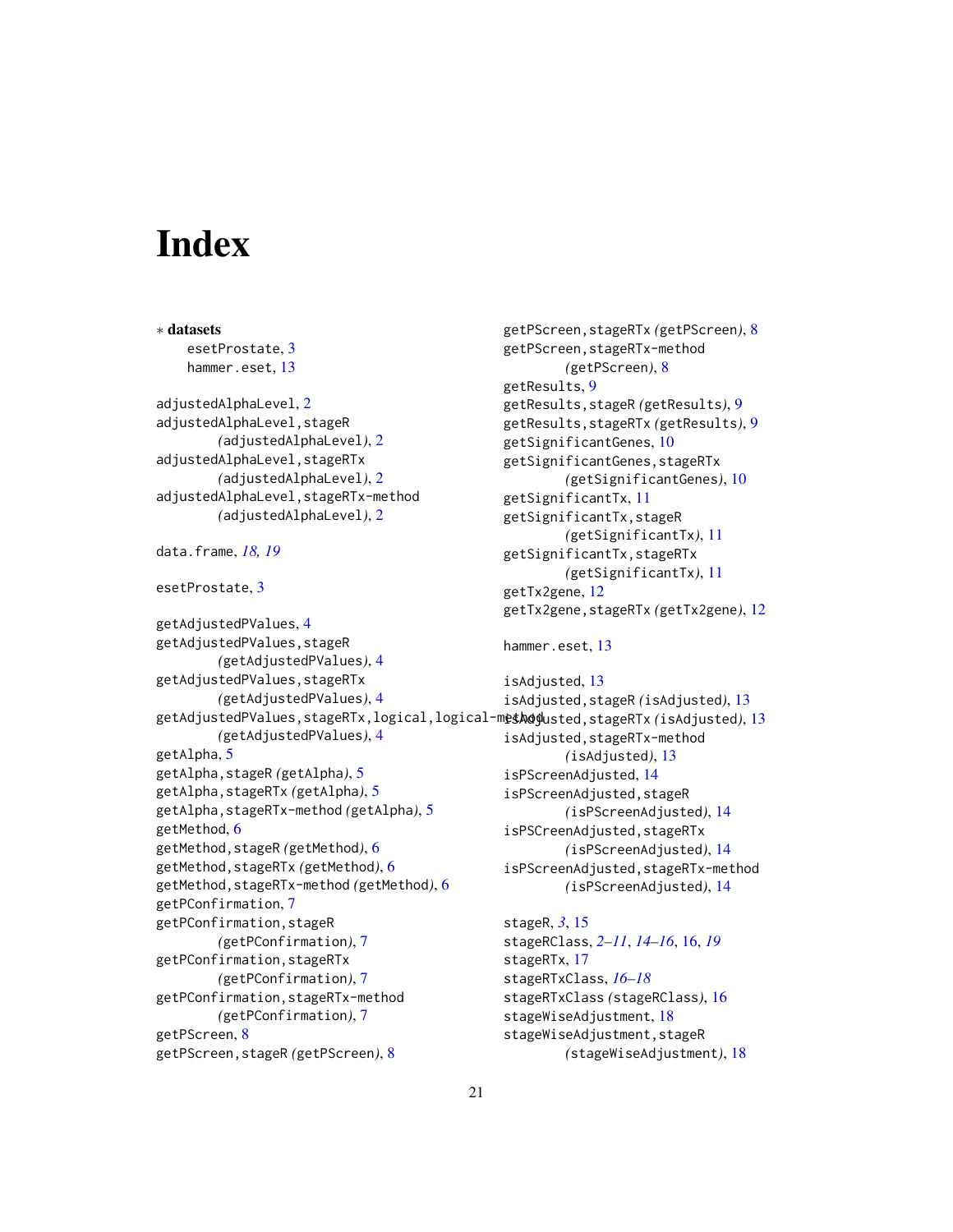# Index

∗ **datasets**
esetProstate, 3
hammer.eset, 13

adjustedAlphaLevel, 2
adjustedAlphaLevel,stageR (adjustedAlphaLevel), 2
adjustedAlphaLevel,stageRTx (adjustedAlphaLevel), 2
adjustedAlphaLevel,stageRTx-method (adjustedAlphaLevel), 2

data.frame, *18, 19*

esetProstate, 3

getAdjustedPValues, 4
getAdjustedPValues,stageR (getAdjustedPValues), 4
getAdjustedPValues,stageRTx (getAdjustedPValues), 4
getAdjustedPValues,stageRTx,logical,logical-method (getAdjustedPValues), 4
getAlpha, 5
getAlpha,stageR (getAlpha), 5
getAlpha,stageRTx (getAlpha), 5
getAlpha,stageRTx-method (getAlpha), 5
getMethod, 6
getMethod,stageR (getMethod), 6
getMethod,stageRTx (getMethod), 6
getMethod,stageRTx-method (getMethod), 6
getPConfirmation, 7
getPConfirmation,stageR (getPConfirmation), 7
getPConfirmation,stageRTx (getPConfirmation), 7
getPConfirmation,stageRTx-method (getPConfirmation), 7
getPScreen, 8
getPScreen,stageR (getPScreen), 8
getPScreen,stageRTx (getPScreen), 8
getPScreen,stageRTx-method (getPScreen), 8
getResults, 9
getResults,stageR (getResults), 9
getResults,stageRTx (getResults), 9
getSignificantGenes, 10
getSignificantGenes,stageRTx (getSignificantGenes), 10
getSignificantTx, 11
getSignificantTx,stageR (getSignificantTx), 11
getSignificantTx,stageRTx (getSignificantTx), 11
getTx2gene, 12
getTx2gene,stageRTx (getTx2gene), 12

hammer.eset, 13

isAdjusted, 13
isAdjusted,stageR (isAdjusted), 13
isAdjusted,stageRTx (isAdjusted), 13
isAdjusted,stageRTx-method (isAdjusted), 13
isPScreenAdjusted, 14
isPScreenAdjusted,stageR (isPScreenAdjusted), 14
isPSCreenAdjusted,stageRTx (isPScreenAdjusted), 14
isPScreenAdjusted,stageRTx-method (isPScreenAdjusted), 14

stageR, *3*, 15
stageRClass, *2–11*, *14–16*, 16, *19*
stageRTx, 17
stageRTxClass, *16–18*
stageRTxClass (stageRClass), 16
stageWiseAdjustment, 18
stageWiseAdjustment,stageR (stageWiseAdjustment), 18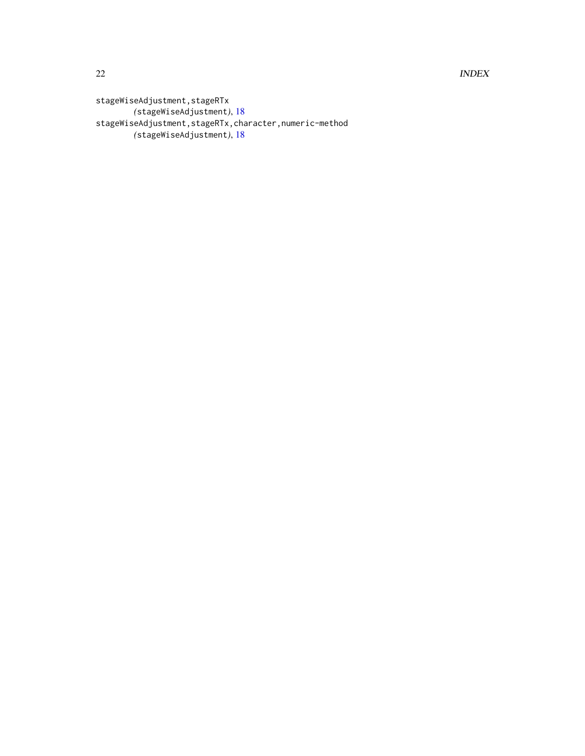stageWiseAdjustment,stageRTx
    *(*stageWiseAdjustment*)*, 18
stageWiseAdjustment,stageRTx,character,numeric-method
    *(*stageWiseAdjustment*)*, 18